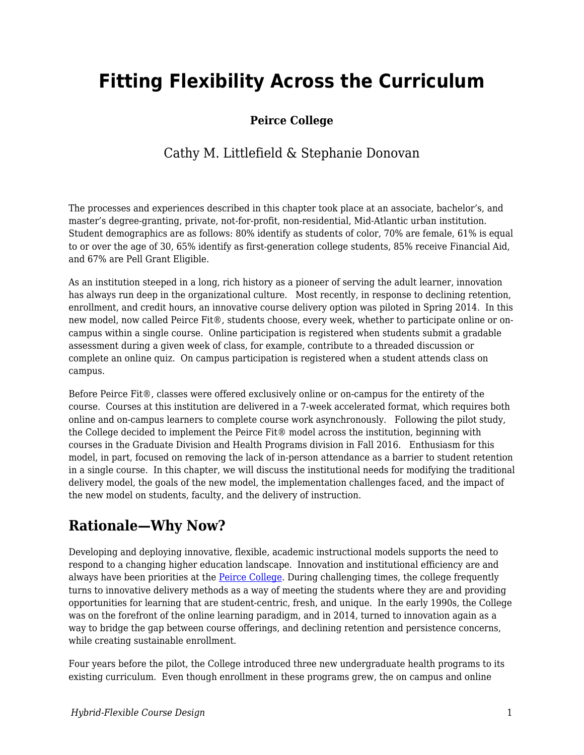# Fitting Flexibility Across the Curriculum

**Peirce College**

Cathy M. Littlefield & Stephanie Donovan

The processes and experiences described in this chapter took place at an associate, bachelor's, and master's degree-granting, private, not-for-profit, non-residential, Mid-Atlantic urban institution. Student demographics are as follows: 80% identify as students of color, 70% are female, 61% is equal to or over the age of 30, 65% identify as first-generation college students, 85% receive Financial Aid, and 67% are Pell Grant Eligible.

As an institution steeped in a long, rich history as a pioneer of serving the adult learner, innovation has always run deep in the organizational culture. Most recently, in response to declining retention, enrollment, and credit hours, an innovative course delivery option was piloted in Spring 2014. In this new model, now called Peirce Fit®, students choose, every week, whether to participate online or on-campus within a single course. Online participation is registered when students submit a gradable assessment during a given week of class, for example, contribute to a threaded discussion or complete an online quiz. On campus participation is registered when a student attends class on campus.

Before Peirce Fit®, classes were offered exclusively online or on-campus for the entirety of the course. Courses at this institution are delivered in a 7-week accelerated format, which requires both online and on-campus learners to complete course work asynchronously. Following the pilot study, the College decided to implement the Peirce Fit® model across the institution, beginning with courses in the Graduate Division and Health Programs division in Fall 2016. Enthusiasm for this model, in part, focused on removing the lack of in-person attendance as a barrier to student retention in a single course. In this chapter, we will discuss the institutional needs for modifying the traditional delivery model, the goals of the new model, the implementation challenges faced, and the impact of the new model on students, faculty, and the delivery of instruction.

## Rationale—Why Now?

Developing and deploying innovative, flexible, academic instructional models supports the need to respond to a changing higher education landscape. Innovation and institutional efficiency are and always have been priorities at the Peirce College. During challenging times, the college frequently turns to innovative delivery methods as a way of meeting the students where they are and providing opportunities for learning that are student-centric, fresh, and unique. In the early 1990s, the College was on the forefront of the online learning paradigm, and in 2014, turned to innovation again as a way to bridge the gap between course offerings, and declining retention and persistence concerns, while creating sustainable enrollment.

Four years before the pilot, the College introduced three new undergraduate health programs to its existing curriculum. Even though enrollment in these programs grew, the on campus and online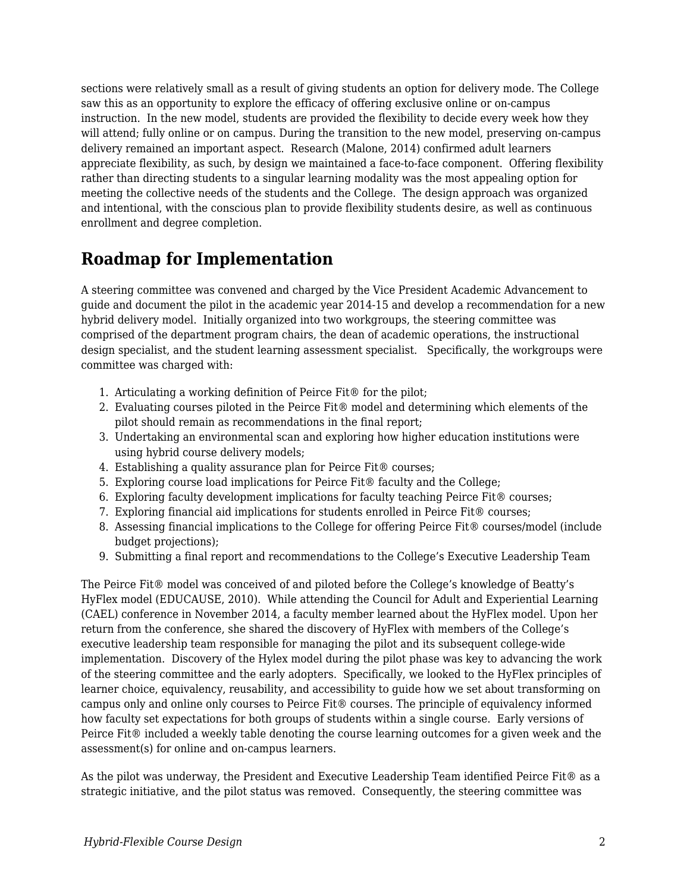sections were relatively small as a result of giving students an option for delivery mode. The College saw this as an opportunity to explore the efficacy of offering exclusive online or on-campus instruction. In the new model, students are provided the flexibility to decide every week how they will attend; fully online or on campus. During the transition to the new model, preserving on-campus delivery remained an important aspect. Research (Malone, 2014) confirmed adult learners appreciate flexibility, as such, by design we maintained a face-to-face component. Offering flexibility rather than directing students to a singular learning modality was the most appealing option for meeting the collective needs of the students and the College. The design approach was organized and intentional, with the conscious plan to provide flexibility students desire, as well as continuous enrollment and degree completion.

## Roadmap for Implementation

A steering committee was convened and charged by the Vice President Academic Advancement to guide and document the pilot in the academic year 2014-15 and develop a recommendation for a new hybrid delivery model. Initially organized into two workgroups, the steering committee was comprised of the department program chairs, the dean of academic operations, the instructional design specialist, and the student learning assessment specialist. Specifically, the workgroups were committee was charged with:

1. Articulating a working definition of Peirce Fit® for the pilot;
2. Evaluating courses piloted in the Peirce Fit® model and determining which elements of the pilot should remain as recommendations in the final report;
3. Undertaking an environmental scan and exploring how higher education institutions were using hybrid course delivery models;
4. Establishing a quality assurance plan for Peirce Fit® courses;
5. Exploring course load implications for Peirce Fit® faculty and the College;
6. Exploring faculty development implications for faculty teaching Peirce Fit® courses;
7. Exploring financial aid implications for students enrolled in Peirce Fit® courses;
8. Assessing financial implications to the College for offering Peirce Fit® courses/model (include budget projections);
9. Submitting a final report and recommendations to the College's Executive Leadership Team

The Peirce Fit® model was conceived of and piloted before the College's knowledge of Beatty's HyFlex model (EDUCAUSE, 2010). While attending the Council for Adult and Experiential Learning (CAEL) conference in November 2014, a faculty member learned about the HyFlex model. Upon her return from the conference, she shared the discovery of HyFlex with members of the College's executive leadership team responsible for managing the pilot and its subsequent college-wide implementation. Discovery of the Hylex model during the pilot phase was key to advancing the work of the steering committee and the early adopters. Specifically, we looked to the HyFlex principles of learner choice, equivalency, reusability, and accessibility to guide how we set about transforming on campus only and online only courses to Peirce Fit® courses. The principle of equivalency informed how faculty set expectations for both groups of students within a single course. Early versions of Peirce Fit® included a weekly table denoting the course learning outcomes for a given week and the assessment(s) for online and on-campus learners.

As the pilot was underway, the President and Executive Leadership Team identified Peirce Fit® as a strategic initiative, and the pilot status was removed. Consequently, the steering committee was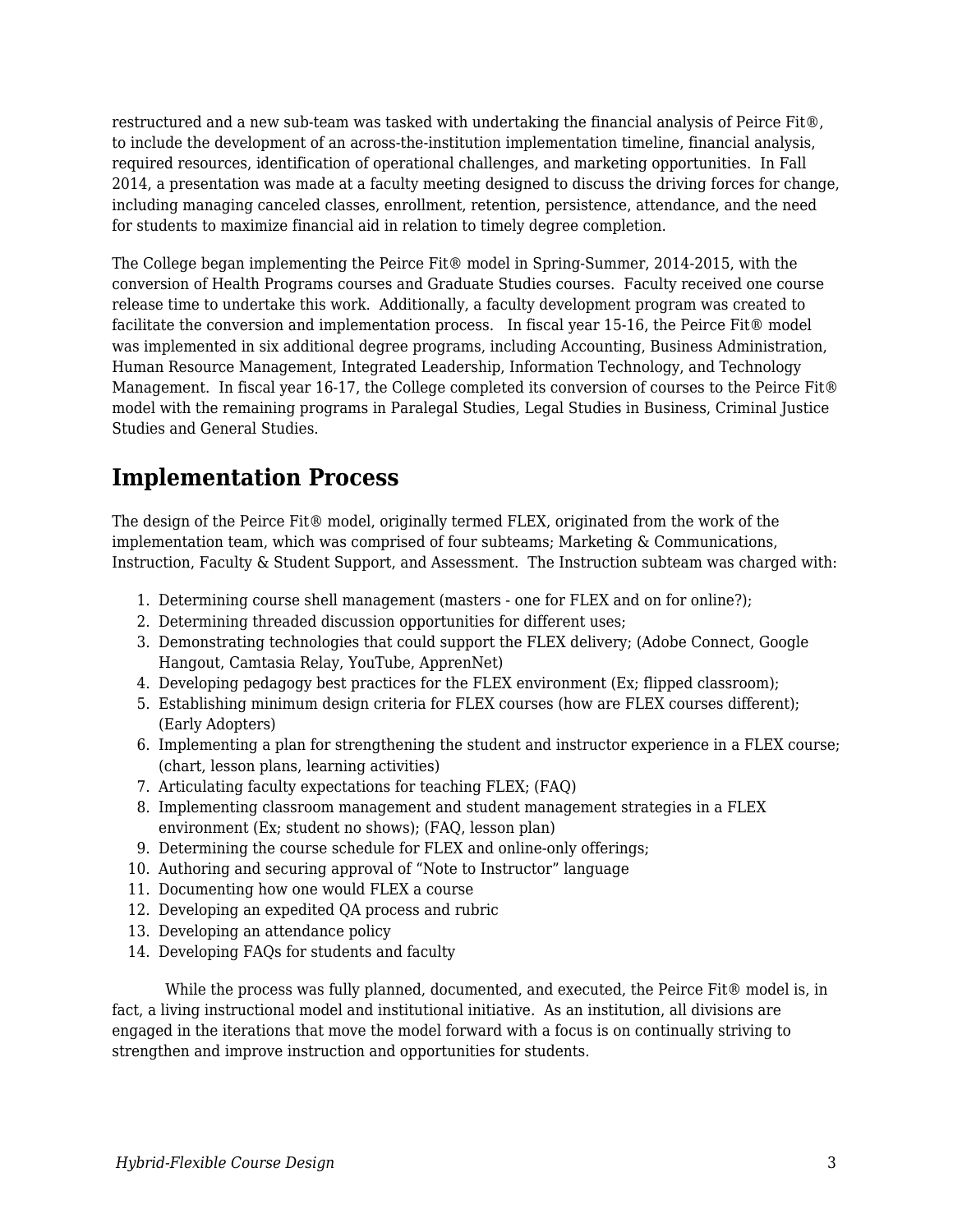restructured and a new sub-team was tasked with undertaking the financial analysis of Peirce Fit®, to include the development of an across-the-institution implementation timeline, financial analysis, required resources, identification of operational challenges, and marketing opportunities. In Fall 2014, a presentation was made at a faculty meeting designed to discuss the driving forces for change, including managing canceled classes, enrollment, retention, persistence, attendance, and the need for students to maximize financial aid in relation to timely degree completion.

The College began implementing the Peirce Fit® model in Spring-Summer, 2014-2015, with the conversion of Health Programs courses and Graduate Studies courses. Faculty received one course release time to undertake this work. Additionally, a faculty development program was created to facilitate the conversion and implementation process. In fiscal year 15-16, the Peirce Fit® model was implemented in six additional degree programs, including Accounting, Business Administration, Human Resource Management, Integrated Leadership, Information Technology, and Technology Management. In fiscal year 16-17, the College completed its conversion of courses to the Peirce Fit® model with the remaining programs in Paralegal Studies, Legal Studies in Business, Criminal Justice Studies and General Studies.

## Implementation Process

The design of the Peirce Fit® model, originally termed FLEX, originated from the work of the implementation team, which was comprised of four subteams; Marketing & Communications, Instruction, Faculty & Student Support, and Assessment. The Instruction subteam was charged with:

1. Determining course shell management (masters - one for FLEX and on for online?);
2. Determining threaded discussion opportunities for different uses;
3. Demonstrating technologies that could support the FLEX delivery; (Adobe Connect, Google Hangout, Camtasia Relay, YouTube, ApprenNet)
4. Developing pedagogy best practices for the FLEX environment (Ex; flipped classroom);
5. Establishing minimum design criteria for FLEX courses (how are FLEX courses different); (Early Adopters)
6. Implementing a plan for strengthening the student and instructor experience in a FLEX course; (chart, lesson plans, learning activities)
7. Articulating faculty expectations for teaching FLEX; (FAQ)
8. Implementing classroom management and student management strategies in a FLEX environment (Ex; student no shows); (FAQ, lesson plan)
9. Determining the course schedule for FLEX and online-only offerings;
10. Authoring and securing approval of “Note to Instructor” language
11. Documenting how one would FLEX a course
12. Developing an expedited QA process and rubric
13. Developing an attendance policy
14. Developing FAQs for students and faculty

While the process was fully planned, documented, and executed, the Peirce Fit® model is, in fact, a living instructional model and institutional initiative. As an institution, all divisions are engaged in the iterations that move the model forward with a focus is on continually striving to strengthen and improve instruction and opportunities for students.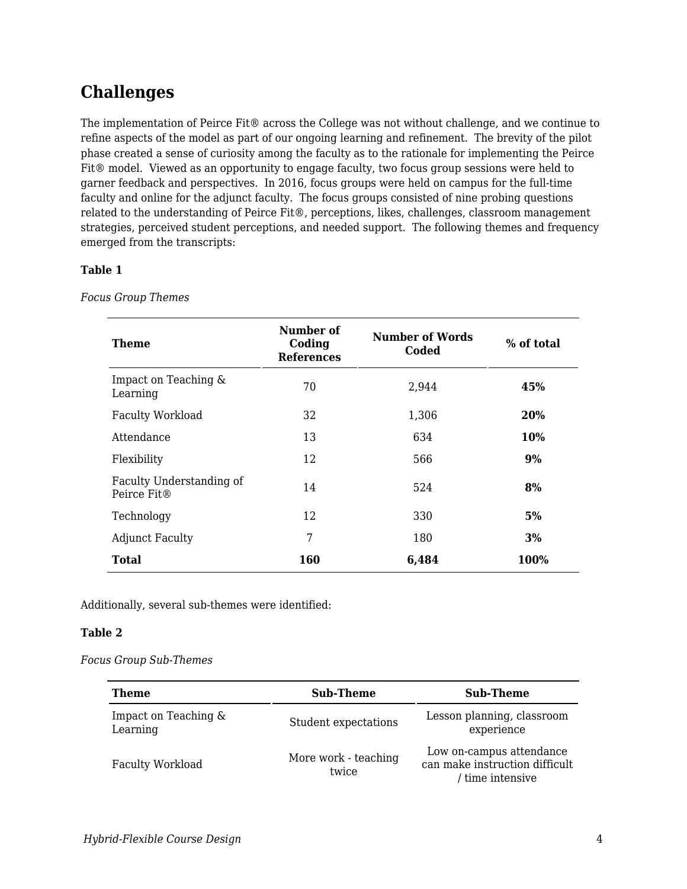## Challenges

The implementation of Peirce Fit® across the College was not without challenge, and we continue to refine aspects of the model as part of our ongoing learning and refinement. The brevity of the pilot phase created a sense of curiosity among the faculty as to the rationale for implementing the Peirce Fit® model. Viewed as an opportunity to engage faculty, two focus group sessions were held to garner feedback and perspectives. In 2016, focus groups were held on campus for the full-time faculty and online for the adjunct faculty. The focus groups consisted of nine probing questions related to the understanding of Peirce Fit®, perceptions, likes, challenges, classroom management strategies, perceived student perceptions, and needed support. The following themes and frequency emerged from the transcripts:

**Table 1**

*Focus Group Themes*

| Theme | Number of Coding References | Number of Words Coded | % of total |
|---|---|---|---|
| Impact on Teaching & Learning | 70 | 2,944 | **45%** |
| Faculty Workload | 32 | 1,306 | **20%** |
| Attendance | 13 | 634 | **10%** |
| Flexibility | 12 | 566 | **9%** |
| Faculty Understanding of Peirce Fit® | 14 | 524 | **8%** |
| Technology | 12 | 330 | **5%** |
| Adjunct Faculty | 7 | 180 | **3%** |
| **Total** | **160** | **6,484** | **100%** |

Additionally, several sub-themes were identified:

**Table 2**

*Focus Group Sub-Themes*

| Theme | Sub-Theme | Sub-Theme |
|---|---|---|
| Impact on Teaching & Learning | Student expectations | Lesson planning, classroom experience |
| Faculty Workload | More work - teaching twice | Low on-campus attendance can make instruction difficult / time intensive |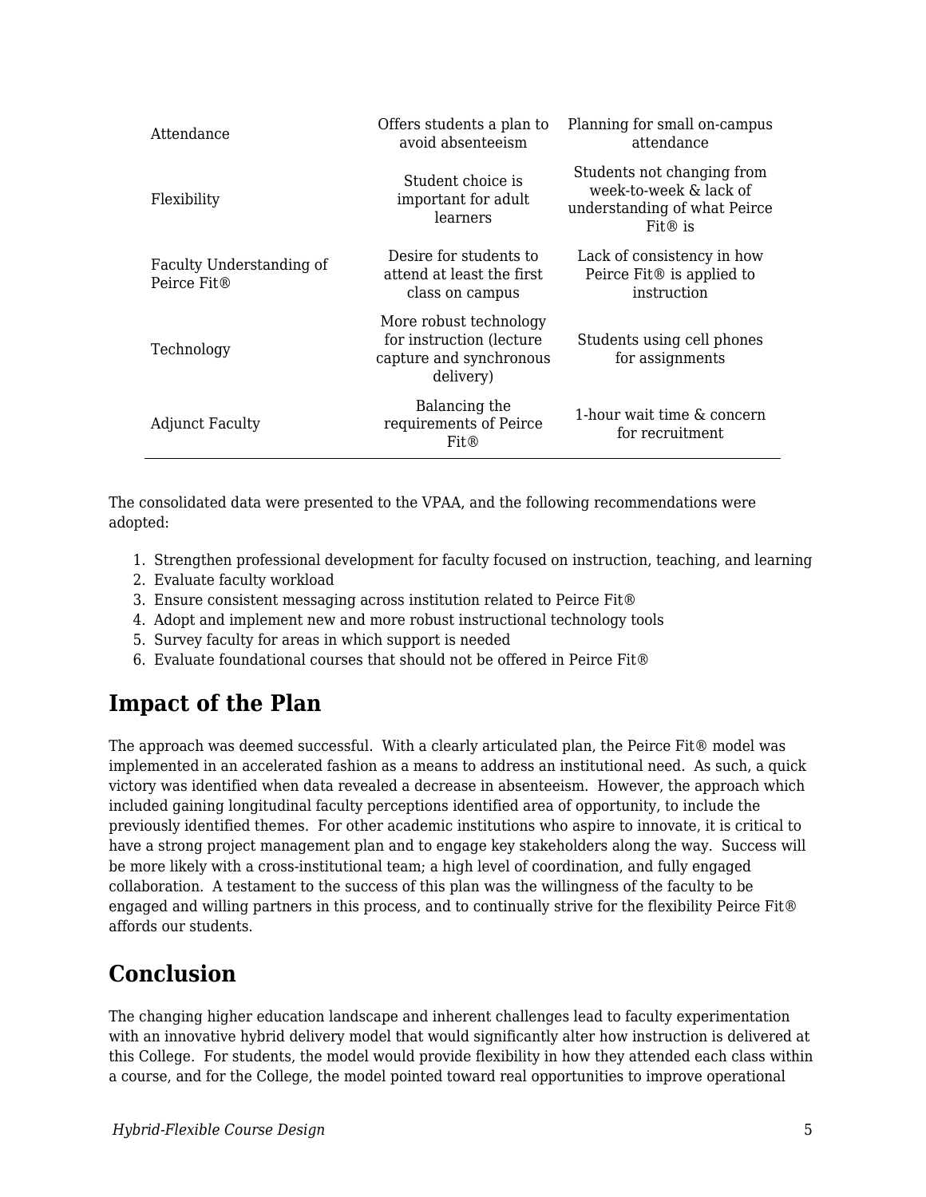| | | |
|---|---|---|
| Attendance | Offers students a plan to avoid absenteeism | Planning for small on-campus attendance |
| Flexibility | Student choice is important for adult learners | Students not changing from week-to-week & lack of understanding of what Peirce Fit® is |
| Faculty Understanding of Peirce Fit® | Desire for students to attend at least the first class on campus | Lack of consistency in how Peirce Fit® is applied to instruction |
| Technology | More robust technology for instruction (lecture capture and synchronous delivery) | Students using cell phones for assignments |
| Adjunct Faculty | Balancing the requirements of Peirce Fit® | 1-hour wait time & concern for recruitment |

The consolidated data were presented to the VPAA, and the following recommendations were adopted:

1. Strengthen professional development for faculty focused on instruction, teaching, and learning
2. Evaluate faculty workload
3. Ensure consistent messaging across institution related to Peirce Fit®
4. Adopt and implement new and more robust instructional technology tools
5. Survey faculty for areas in which support is needed
6. Evaluate foundational courses that should not be offered in Peirce Fit®

## Impact of the Plan

The approach was deemed successful. With a clearly articulated plan, the Peirce Fit® model was implemented in an accelerated fashion as a means to address an institutional need. As such, a quick victory was identified when data revealed a decrease in absenteeism. However, the approach which included gaining longitudinal faculty perceptions identified area of opportunity, to include the previously identified themes. For other academic institutions who aspire to innovate, it is critical to have a strong project management plan and to engage key stakeholders along the way. Success will be more likely with a cross-institutional team; a high level of coordination, and fully engaged collaboration. A testament to the success of this plan was the willingness of the faculty to be engaged and willing partners in this process, and to continually strive for the flexibility Peirce Fit® affords our students.

## Conclusion

The changing higher education landscape and inherent challenges lead to faculty experimentation with an innovative hybrid delivery model that would significantly alter how instruction is delivered at this College. For students, the model would provide flexibility in how they attended each class within a course, and for the College, the model pointed toward real opportunities to improve operational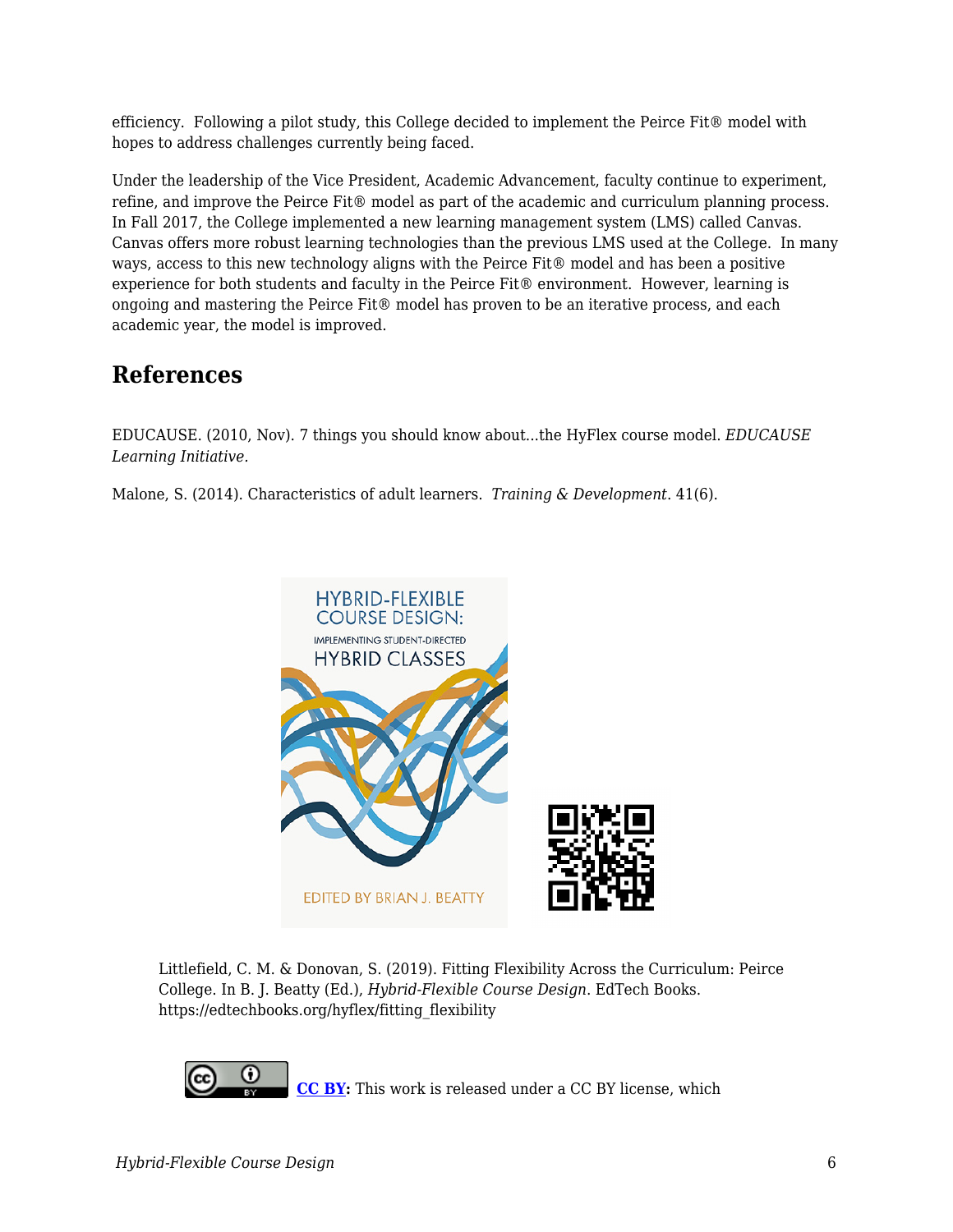efficiency. Following a pilot study, this College decided to implement the Peirce Fit® model with hopes to address challenges currently being faced.

Under the leadership of the Vice President, Academic Advancement, faculty continue to experiment, refine, and improve the Peirce Fit® model as part of the academic and curriculum planning process. In Fall 2017, the College implemented a new learning management system (LMS) called Canvas. Canvas offers more robust learning technologies than the previous LMS used at the College. In many ways, access to this new technology aligns with the Peirce Fit® model and has been a positive experience for both students and faculty in the Peirce Fit® environment. However, learning is ongoing and mastering the Peirce Fit® model has proven to be an iterative process, and each academic year, the model is improved.

## References

EDUCAUSE. (2010, Nov). 7 things you should know about...the HyFlex course model. *EDUCAUSE Learning Initiative*.

Malone, S. (2014). Characteristics of adult learners. *Training & Development*. 41(6).

Littlefield, C. M. & Donovan, S. (2019). Fitting Flexibility Across the Curriculum: Peirce College. In B. J. Beatty (Ed.), *Hybrid-Flexible Course Design*. EdTech Books. https://edtechbooks.org/hyflex/fitting_flexibility

**CC BY:** This work is released under a CC BY license, which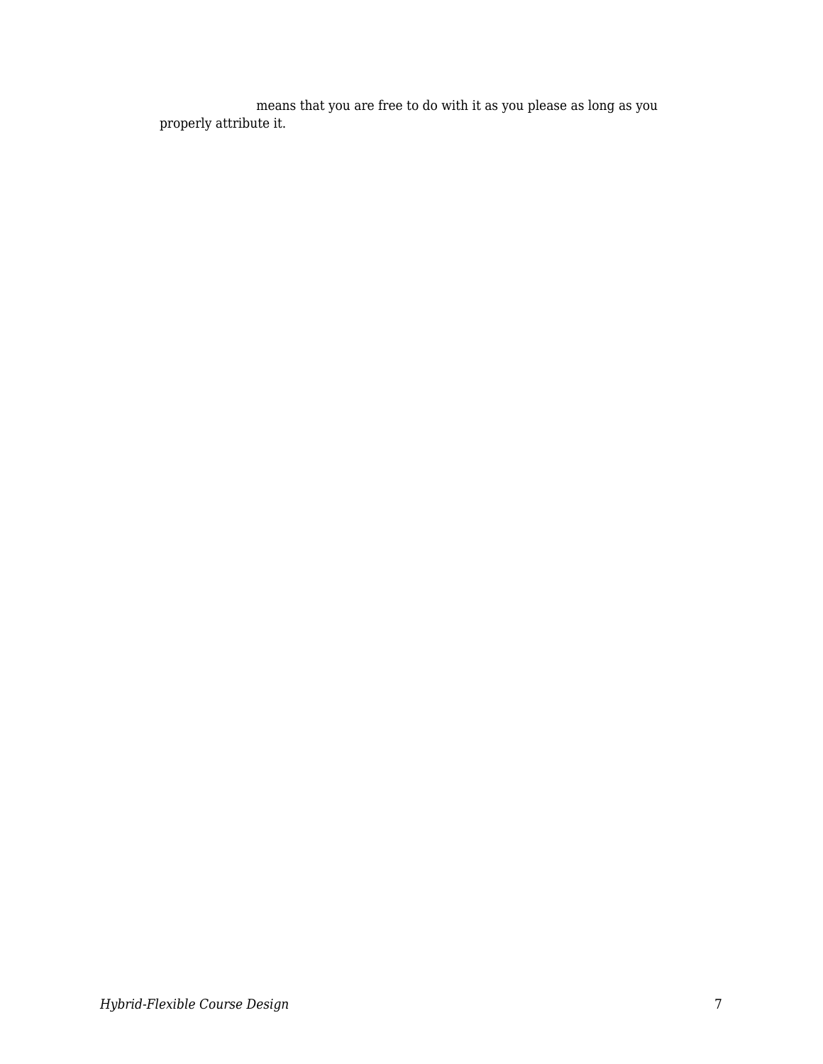means that you are free to do with it as you please as long as you properly attribute it.